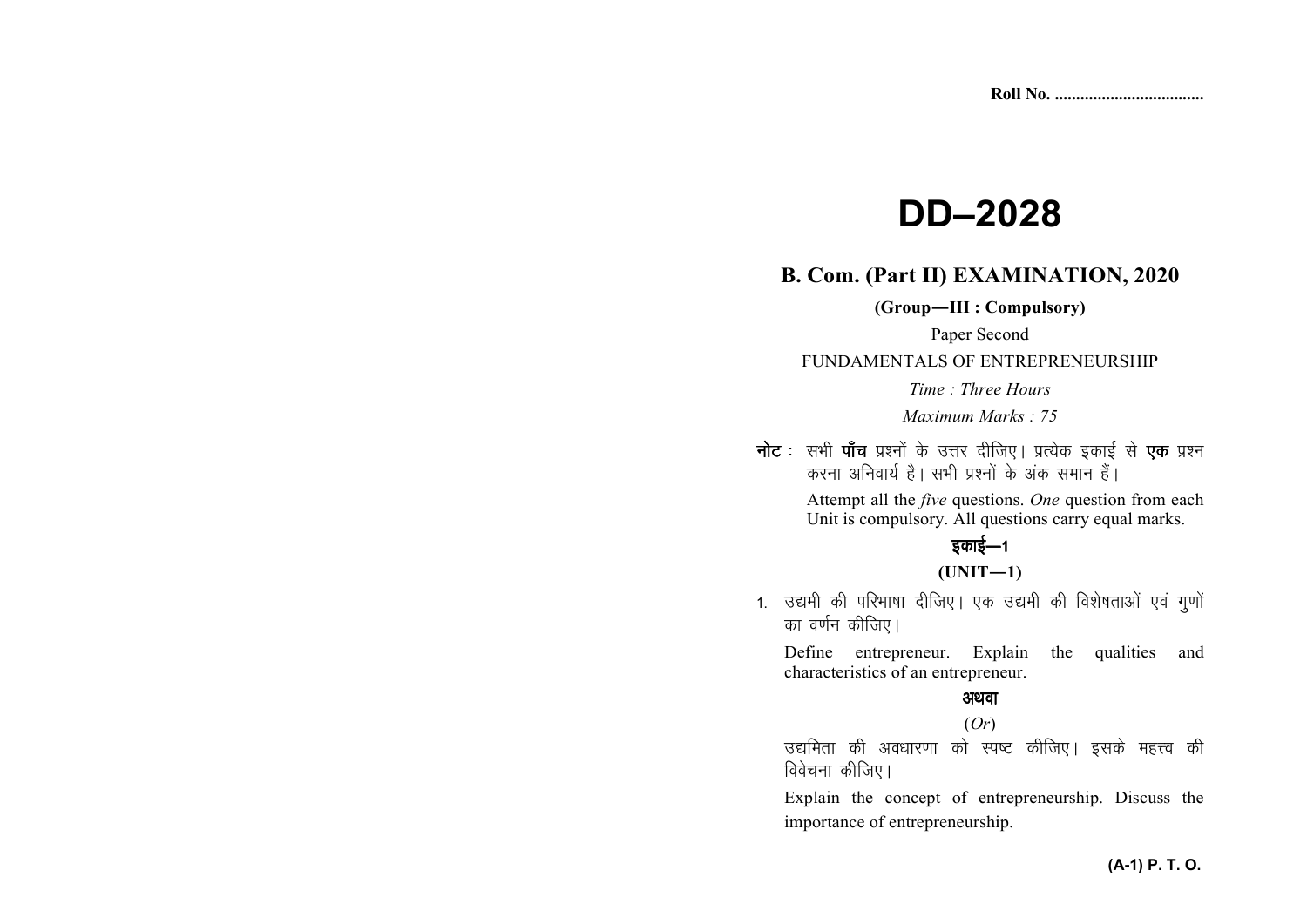Roll No. ...................................

# DD–2028

## B. Com. (Part II) EXAMINATION, 2020

**(Group—III : Compulsory)**

Paper Second

FUNDAMENTALS OF ENTREPRENEURSHIP

*Time : Three Hours*

*Maximum Marks : 75*

**नोट** : सभी **पाँच** प्रश्नों के उत्तर दीजिए। प्रत्येक इकाई से **एक** प्रश्न करना अनिवार्य है। सभी प्रश्नों के अंक समान हैं।

Attempt all the *five* questions. *One* question from each Unit is compulsory. All questions carry equal marks.

**इकाई—1**

**(UNIT—1)**

1. उद्यमी की परिभाषा दीजिए। एक उद्यमी की विशेषताओं एवं गुणों का वर्णन कीजिए।

   Define entrepreneur. Explain the qualities and characteristics of an entrepreneur.

   **अथवा**

   (*Or*)

   उद्यमिता की अवधारणा को स्पष्ट कीजिए। इसके महत्त्व की विवेचना कीजिए।

   Explain the concept of entrepreneurship. Discuss the importance of entrepreneurship.

**(A-1) P. T. O.**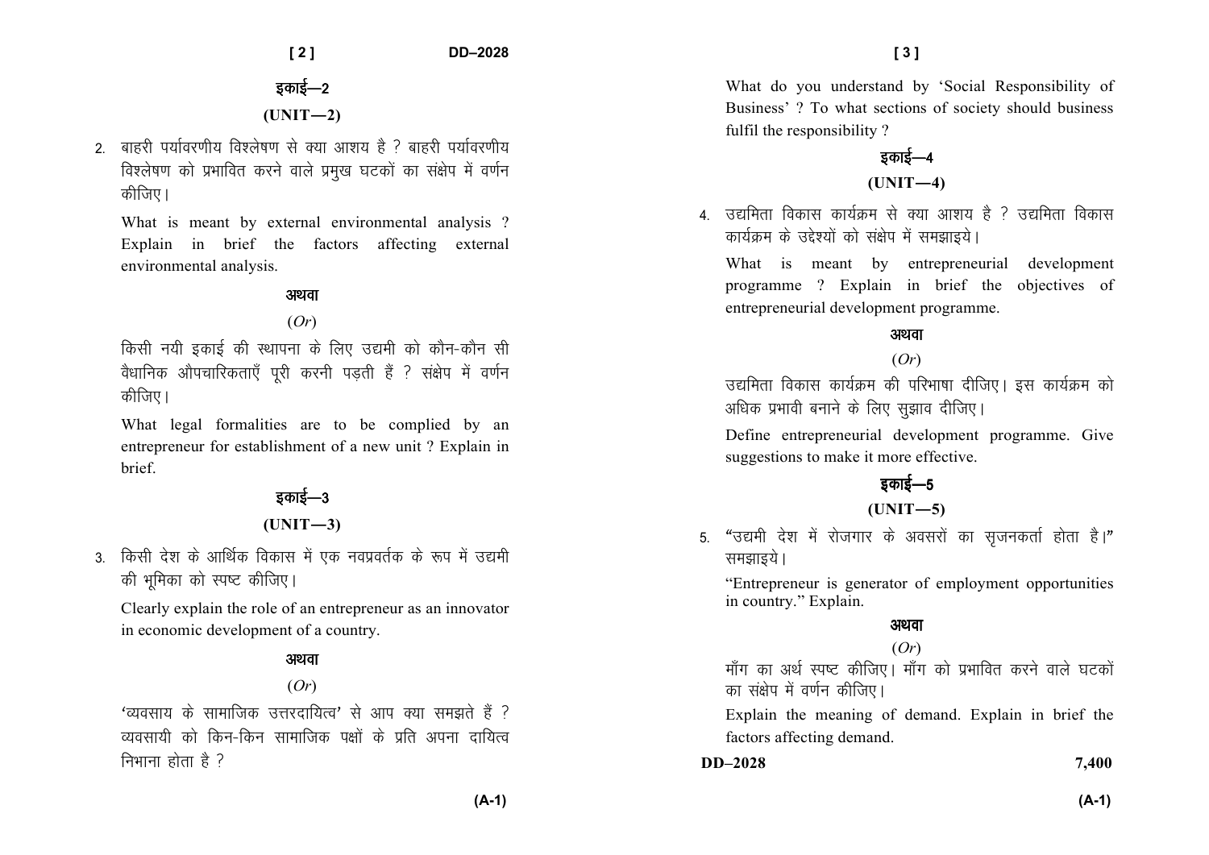## इकाई—2
## (UNIT—2)

2. बाहरी पर्यावरणीय विश्लेषण से क्या आशय है ? बाहरी पर्यावरणीय विश्लेषण को प्रभावित करने वाले प्रमुख घटकों का संक्षेप में वर्णन कीजिए।

   What is meant by external environmental analysis ? Explain in brief the factors affecting external environmental analysis.

   **अथवा**

   (*Or*)

   किसी नयी इकाई की स्थापना के लिए उद्यमी को कौन-कौन सी वैधानिक औपचारिकताएँ पूरी करनी पड़ती हैं ? संक्षेप में वर्णन कीजिए।

   What legal formalities are to be complied by an entrepreneur for establishment of a new unit ? Explain in brief.

## इकाई—3
## (UNIT—3)

3. किसी देश के आर्थिक विकास में एक नवप्रवर्तक के रूप में उद्यमी की भूमिका को स्पष्ट कीजिए।

   Clearly explain the role of an entrepreneur as an innovator in economic development of a country.

   **अथवा**

   (*Or*)

   'व्यवसाय के सामाजिक उत्तरदायित्व' से आप क्या समझते हैं ? व्यवसायी को किन-किन सामाजिक पक्षों के प्रति अपना दायित्व निभाना होता है ?

   What do you understand by 'Social Responsibility of Business' ? To what sections of society should business fulfil the responsibility ?

## इकाई—4
## (UNIT—4)

4. उद्यमिता विकास कार्यक्रम से क्या आशय है ? उद्यमिता विकास कार्यक्रम के उद्देश्यों को संक्षेप में समझाइये।

   What is meant by entrepreneurial development programme ? Explain in brief the objectives of entrepreneurial development programme.

   **अथवा**

   (*Or*)

   उद्यमिता विकास कार्यक्रम की परिभाषा दीजिए। इस कार्यक्रम को अधिक प्रभावी बनाने के लिए सुझाव दीजिए।

   Define entrepreneurial development programme. Give suggestions to make it more effective.

## इकाई—5
## (UNIT—5)

5. "उद्यमी देश में रोजगार के अवसरों का सृजनकर्ता होता है।" समझाइये।

   "Entrepreneur is generator of employment opportunities in country." Explain.

   **अथवा**

   (*Or*)

   माँग का अर्थ स्पष्ट कीजिए। माँग को प्रभावित करने वाले घटकों का संक्षेप में वर्णन कीजिए।

   Explain the meaning of demand. Explain in brief the factors affecting demand.

DD–2028 7,400